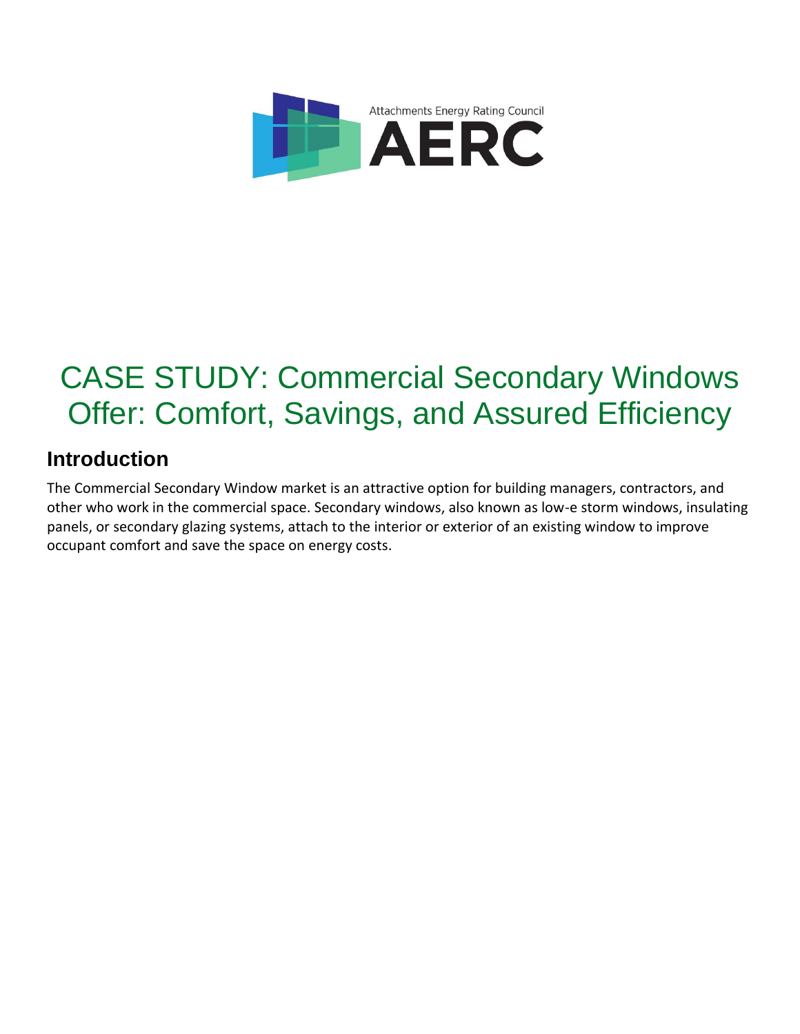Attachments Energy Rating Council

AERC

# CASE STUDY: Commercial Secondary Windows Offer: Comfort, Savings, and Assured Efficiency

## Introduction

The Commercial Secondary Window market is an attractive option for building managers, contractors, and other who work in the commercial space. Secondary windows, also known as low-e storm windows, insulating panels, or secondary glazing systems, attach to the interior or exterior of an existing window to improve occupant comfort and save the space on energy costs.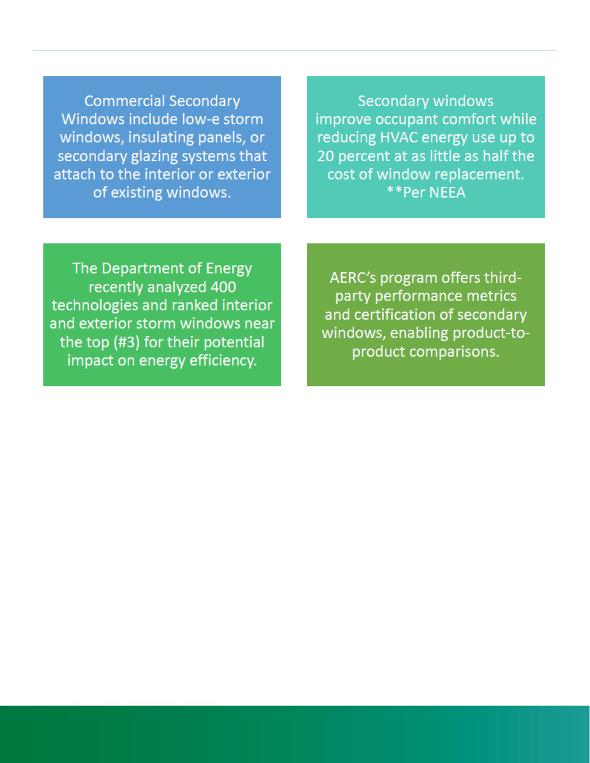Commercial Secondary Windows include low-e storm windows, insulating panels, or secondary glazing systems that attach to the interior or exterior of existing windows.

Secondary windows improve occupant comfort while reducing HVAC energy use up to 20 percent at as little as half the cost of window replacement. **Per NEEA

The Department of Energy recently analyzed 400 technologies and ranked interior and exterior storm windows near the top (#3) for their potential impact on energy efficiency.

AERC's program offers third-party performance metrics and certification of secondary windows, enabling product-to-product comparisons.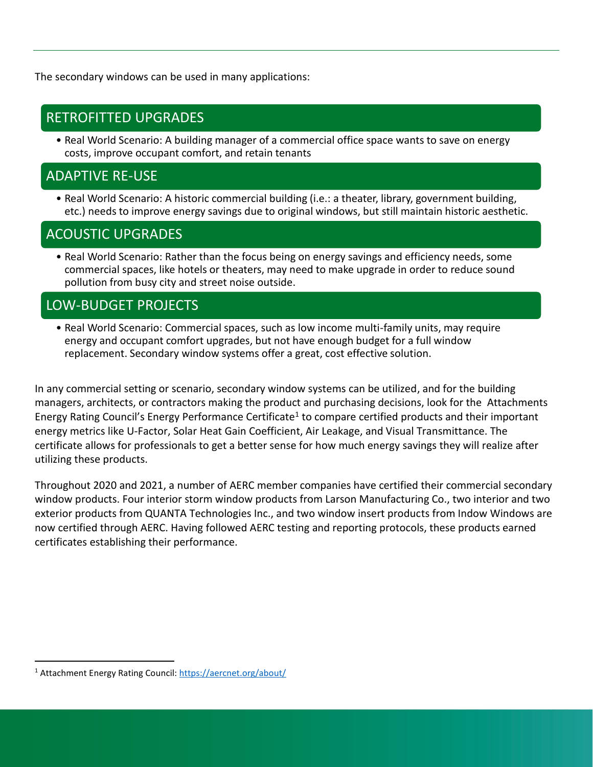The secondary windows can be used in many applications:

## RETROFITTED UPGRADES

- Real World Scenario: A building manager of a commercial office space wants to save on energy costs, improve occupant comfort, and retain tenants

## ADAPTIVE RE-USE

- Real World Scenario: A historic commercial building (i.e.: a theater, library, government building, etc.) needs to improve energy savings due to original windows, but still maintain historic aesthetic.

## ACOUSTIC UPGRADES

- Real World Scenario: Rather than the focus being on energy savings and efficiency needs, some commercial spaces, like hotels or theaters, may need to make upgrade in order to reduce sound pollution from busy city and street noise outside.

## LOW-BUDGET PROJECTS

- Real World Scenario: Commercial spaces, such as low income multi-family units, may require energy and occupant comfort upgrades, but not have enough budget for a full window replacement. Secondary window systems offer a great, cost effective solution.

In any commercial setting or scenario, secondary window systems can be utilized, and for the building managers, architects, or contractors making the product and purchasing decisions, look for the Attachments Energy Rating Council's Energy Performance Certificate[1] to compare certified products and their important energy metrics like U-Factor, Solar Heat Gain Coefficient, Air Leakage, and Visual Transmittance. The certificate allows for professionals to get a better sense for how much energy savings they will realize after utilizing these products.

Throughout 2020 and 2021, a number of AERC member companies have certified their commercial secondary window products. Four interior storm window products from Larson Manufacturing Co., two interior and two exterior products from QUANTA Technologies Inc., and two window insert products from Indow Windows are now certified through AERC. Having followed AERC testing and reporting protocols, these products earned certificates establishing their performance.

[1] Attachment Energy Rating Council: https://aercnet.org/about/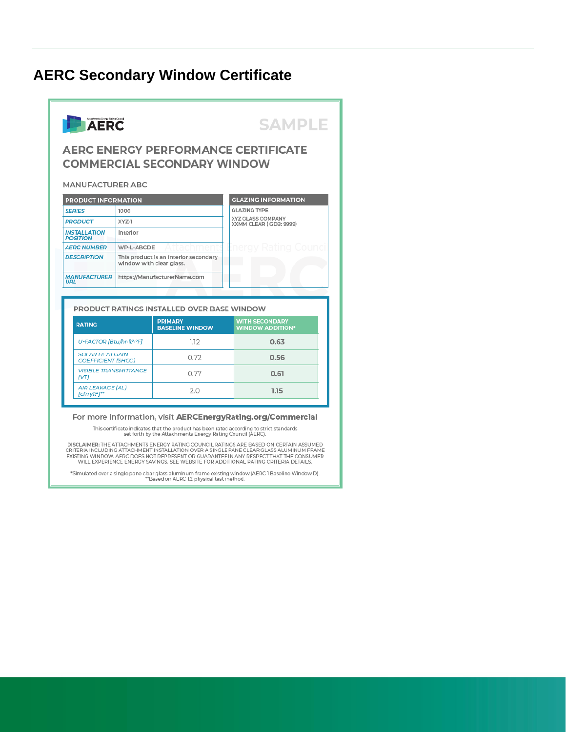## AERC Secondary Window Certificate

AERC

SAMPLE

### AERC ENERGY PERFORMANCE CERTIFICATE COMMERCIAL SECONDARY WINDOW

MANUFACTURER ABC

| PRODUCT INFORMATION | |
|---|---|
| SERIES | 1000 |
| PRODUCT | XYZ-1 |
| INSTALLATION POSITION | Interior |
| AERC NUMBER | WP-L-ABCDE |
| DESCRIPTION | This product is an interior secondary window with clear glass. |
| MANUFACTURER URL | https://ManufacturerName.com |

| GLAZING INFORMATION |
|---|
| GLAZING TYPE |
| XYZ GLASS COMPANY XXMM CLEAR (IGDB: 9999) |

**PRODUCT RATINGS INSTALLED OVER BASE WINDOW**

| RATING | PRIMARY BASELINE WINDOW | WITH SECONDARY WINDOW ADDITION* |
|---|---|---|
| U-FACTOR [Btu/hr·ft²·°F] | 1.12 | **0.63** |
| SOLAR HEAT GAIN COEFFICIENT (SHGC) | 0.72 | **0.56** |
| VISIBLE TRANSMITTANCE (VT) | 0.77 | **0.61** |
| AIR LEAKAGE (AL) [cfm/ft²]** | 2.0 | **1.15** |

For more information, visit **AERCEnergyRating.org/Commercial**

This certificate indicates that the product has been rated according to strict standards set forth by the Attachments Energy Rating Council (AERC).

**DISCLAIMER:** THE ATTACHMENTS ENERGY RATING COUNCIL RATINGS ARE BASED ON CERTAIN ASSUMED CRITERIA INCLUDING ATTACHMENT INSTALLATION OVER A SINGLE PANE CLEAR GLASS ALUMINUM FRAME EXISTING WINDOW. AERC DOES NOT REPRESENT OR GUARANTEE IN ANY RESPECT THAT THE CONSUMER WILL EXPERIENCE ENERGY SAVINGS. SEE WEBSITE FOR ADDITIONAL RATING CRITERIA DETAILS.

*Simulated over a single pane clear glass aluminum frame existing window (AERC 1 Baseline Window D).
**Based on AERC 1.2 physical test method.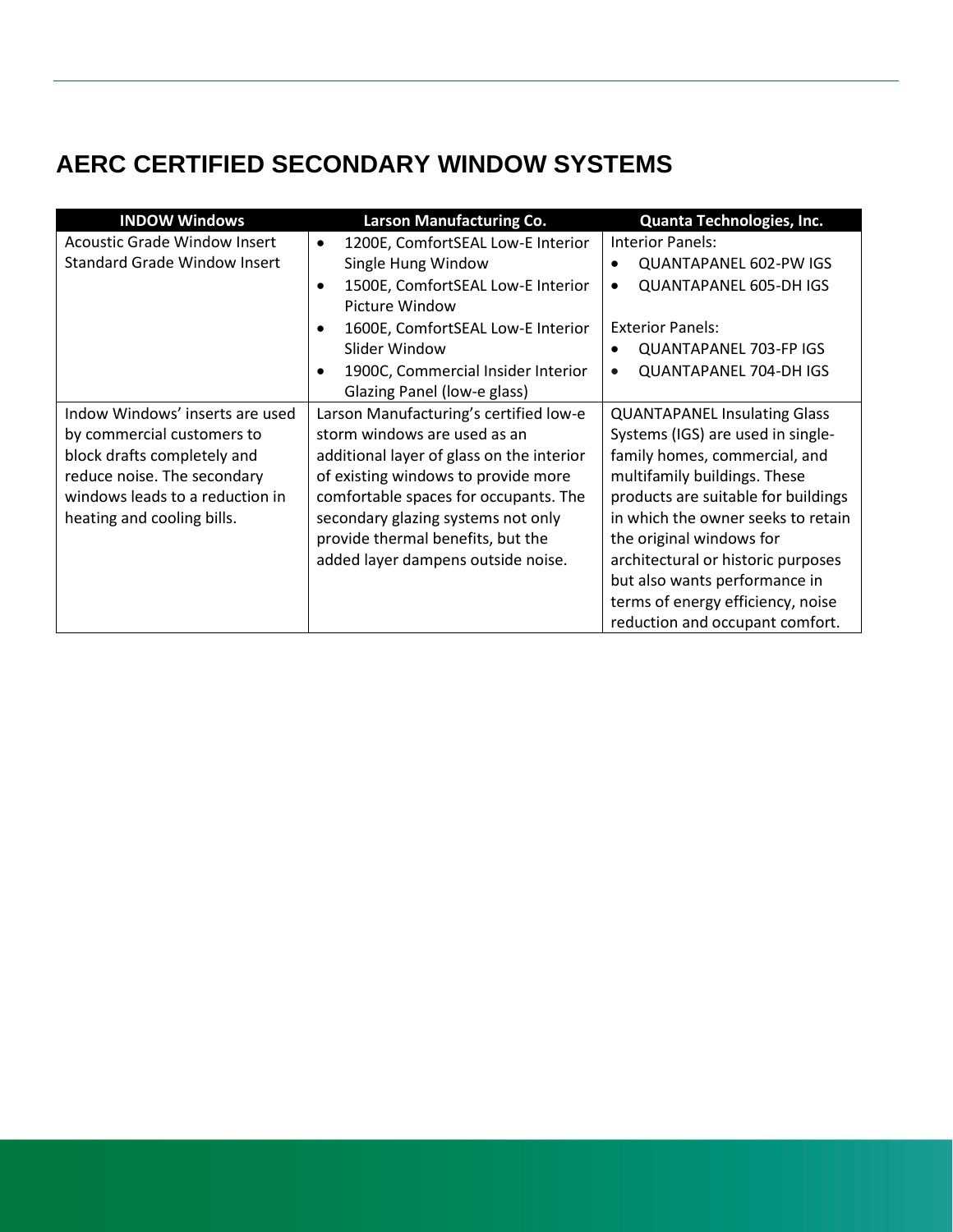## AERC CERTIFIED SECONDARY WINDOW SYSTEMS

| INDOW Windows | Larson Manufacturing Co. | Quanta Technologies, Inc. |
| --- | --- | --- |
| Acoustic Grade Window Insert<br>Standard Grade Window Insert | • 1200E, ComfortSEAL Low-E Interior Single Hung Window<br>• 1500E, ComfortSEAL Low-E Interior Picture Window<br>• 1600E, ComfortSEAL Low-E Interior Slider Window<br>• 1900C, Commercial Insider Interior Glazing Panel (low-e glass) | Interior Panels:<br>• QUANTAPANEL 602-PW IGS<br>• QUANTAPANEL 605-DH IGS<br><br>Exterior Panels:<br>• QUANTAPANEL 703-FP IGS<br>• QUANTAPANEL 704-DH IGS |
| Indow Windows' inserts are used by commercial customers to block drafts completely and reduce noise. The secondary windows leads to a reduction in heating and cooling bills. | Larson Manufacturing's certified low-e storm windows are used as an additional layer of glass on the interior of existing windows to provide more comfortable spaces for occupants. The secondary glazing systems not only provide thermal benefits, but the added layer dampens outside noise. | QUANTAPANEL Insulating Glass Systems (IGS) are used in single-family homes, commercial, and multifamily buildings. These products are suitable for buildings in which the owner seeks to retain the original windows for architectural or historic purposes but also wants performance in terms of energy efficiency, noise reduction and occupant comfort. |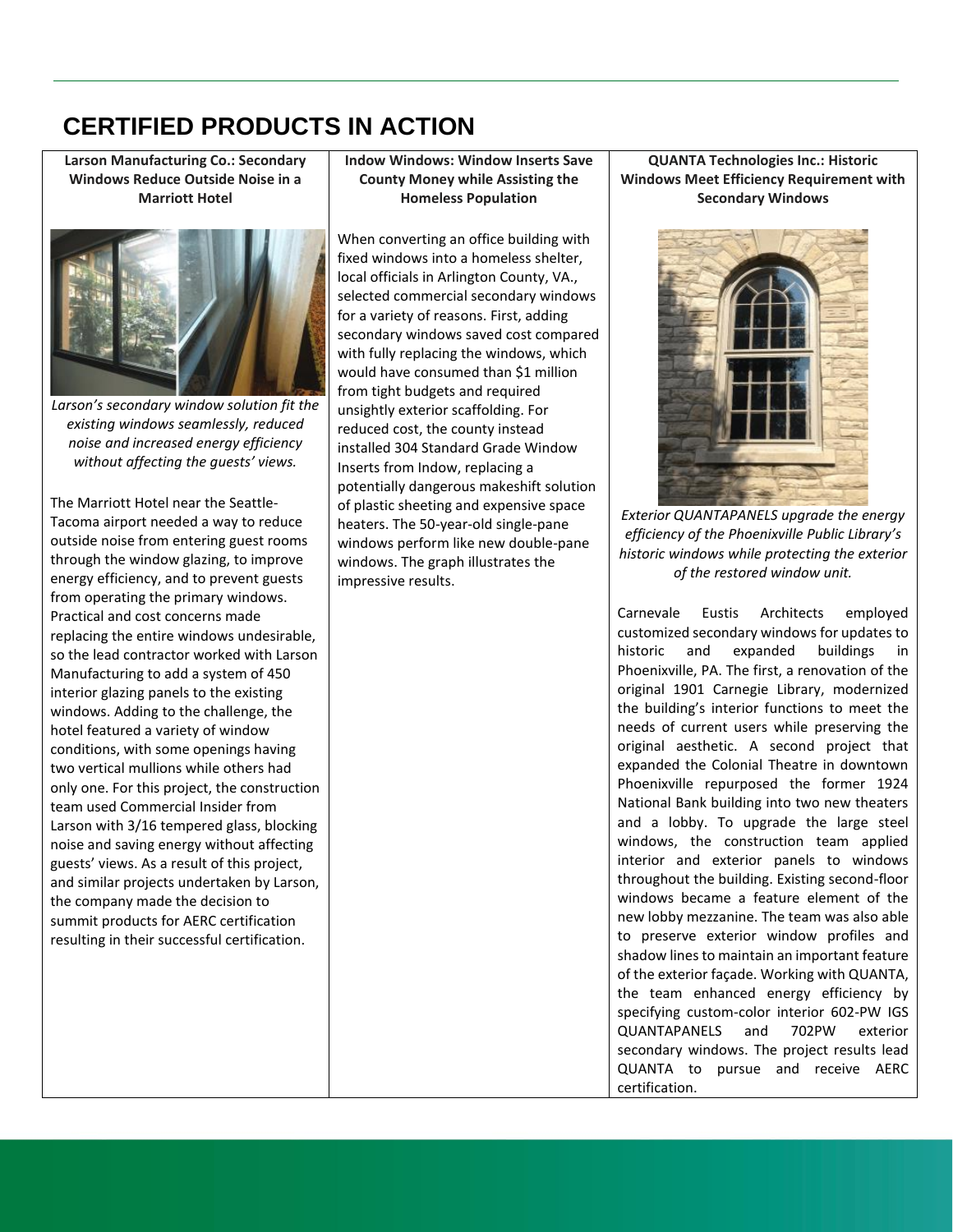# CERTIFIED PRODUCTS IN ACTION

**Larson Manufacturing Co.: Secondary Windows Reduce Outside Noise in a Marriott Hotel**

*Larson's secondary window solution fit the existing windows seamlessly, reduced noise and increased energy efficiency without affecting the guests' views.*

The Marriott Hotel near the Seattle-Tacoma airport needed a way to reduce outside noise from entering guest rooms through the window glazing, to improve energy efficiency, and to prevent guests from operating the primary windows. Practical and cost concerns made replacing the entire windows undesirable, so the lead contractor worked with Larson Manufacturing to add a system of 450 interior glazing panels to the existing windows. Adding to the challenge, the hotel featured a variety of window conditions, with some openings having two vertical mullions while others had only one. For this project, the construction team used Commercial Insider from Larson with 3/16 tempered glass, blocking noise and saving energy without affecting guests' views. As a result of this project, and similar projects undertaken by Larson, the company made the decision to summit products for AERC certification resulting in their successful certification.

**Indow Windows: Window Inserts Save County Money while Assisting the Homeless Population**

When converting an office building with fixed windows into a homeless shelter, local officials in Arlington County, VA., selected commercial secondary windows for a variety of reasons. First, adding secondary windows saved cost compared with fully replacing the windows, which would have consumed than $1 million from tight budgets and required unsightly exterior scaffolding. For reduced cost, the county instead installed 304 Standard Grade Window Inserts from Indow, replacing a potentially dangerous makeshift solution of plastic sheeting and expensive space heaters. The 50-year-old single-pane windows perform like new double-pane windows. The graph illustrates the impressive results.

**QUANTA Technologies Inc.: Historic Windows Meet Efficiency Requirement with Secondary Windows**

*Exterior QUANTAPANELS upgrade the energy efficiency of the Phoenixville Public Library's historic windows while protecting the exterior of the restored window unit.*

Carnevale Eustis Architects employed customized secondary windows for updates to historic and expanded buildings in Phoenixville, PA. The first, a renovation of the original 1901 Carnegie Library, modernized the building's interior functions to meet the needs of current users while preserving the original aesthetic. A second project that expanded the Colonial Theatre in downtown Phoenixville repurposed the former 1924 National Bank building into two new theaters and a lobby. To upgrade the large steel windows, the construction team applied interior and exterior panels to windows throughout the building. Existing second-floor windows became a feature element of the new lobby mezzanine. The team was also able to preserve exterior window profiles and shadow lines to maintain an important feature of the exterior façade. Working with QUANTA, the team enhanced energy efficiency by specifying custom-color interior 602-PW IGS QUANTAPANELS and 702PW exterior secondary windows. The project results lead QUANTA to pursue and receive AERC certification.